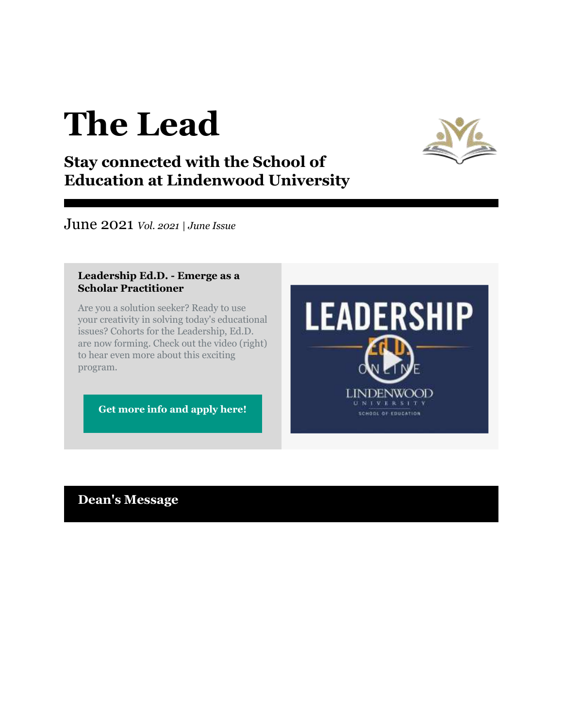# The Lead

## Stay connected with the School of Education at Lindenwood University

June 2021 *Vol. 2021 | June Issue*

### Leadership Ed.D. - Emerge as a Scholar Practitioner

Are you a solution seeker? Ready to use your creativity in solving today's educational issues? Cohorts for the Leadership, Ed.D. are now forming. Check out the video (right) to hear even more about this exciting program.

**Get more info and apply here!**

## Dean's Message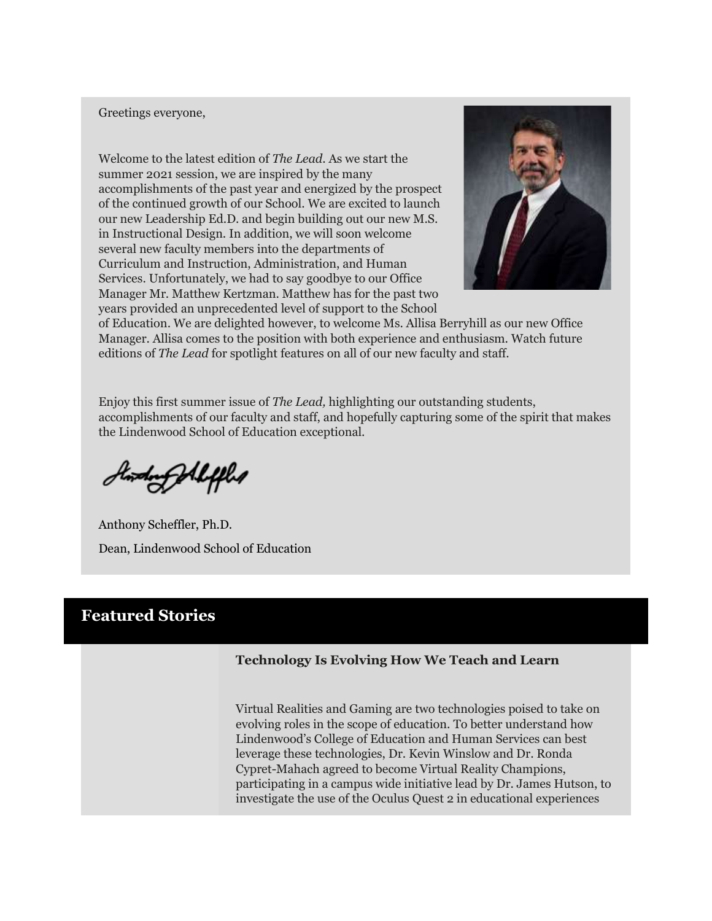Greetings everyone,

Welcome to the latest edition of *The Lead*. As we start the summer 2021 session, we are inspired by the many accomplishments of the past year and energized by the prospect of the continued growth of our School. We are excited to launch our new Leadership Ed.D. and begin building out our new M.S. in Instructional Design. In addition, we will soon welcome several new faculty members into the departments of Curriculum and Instruction, Administration, and Human Services. Unfortunately, we had to say goodbye to our Office Manager Mr. Matthew Kertzman. Matthew has for the past two years provided an unprecedented level of support to the School of Education. We are delighted however, to welcome Ms. Allisa Berryhill as our new Office Manager. Allisa comes to the position with both experience and enthusiasm. Watch future editions of *The Lead* for spotlight features on all of our new faculty and staff.

Enjoy this first summer issue of *The Lead,* highlighting our outstanding students, accomplishments of our faculty and staff, and hopefully capturing some of the spirit that makes the Lindenwood School of Education exceptional.

Anthony Scheffler, Ph.D.

Dean, Lindenwood School of Education

## Featured Stories

### Technology Is Evolving How We Teach and Learn

Virtual Realities and Gaming are two technologies poised to take on evolving roles in the scope of education. To better understand how Lindenwood's College of Education and Human Services can best leverage these technologies, Dr. Kevin Winslow and Dr. Ronda Cypret-Mahach agreed to become Virtual Reality Champions, participating in a campus wide initiative lead by Dr. James Hutson, to investigate the use of the Oculus Quest 2 in educational experiences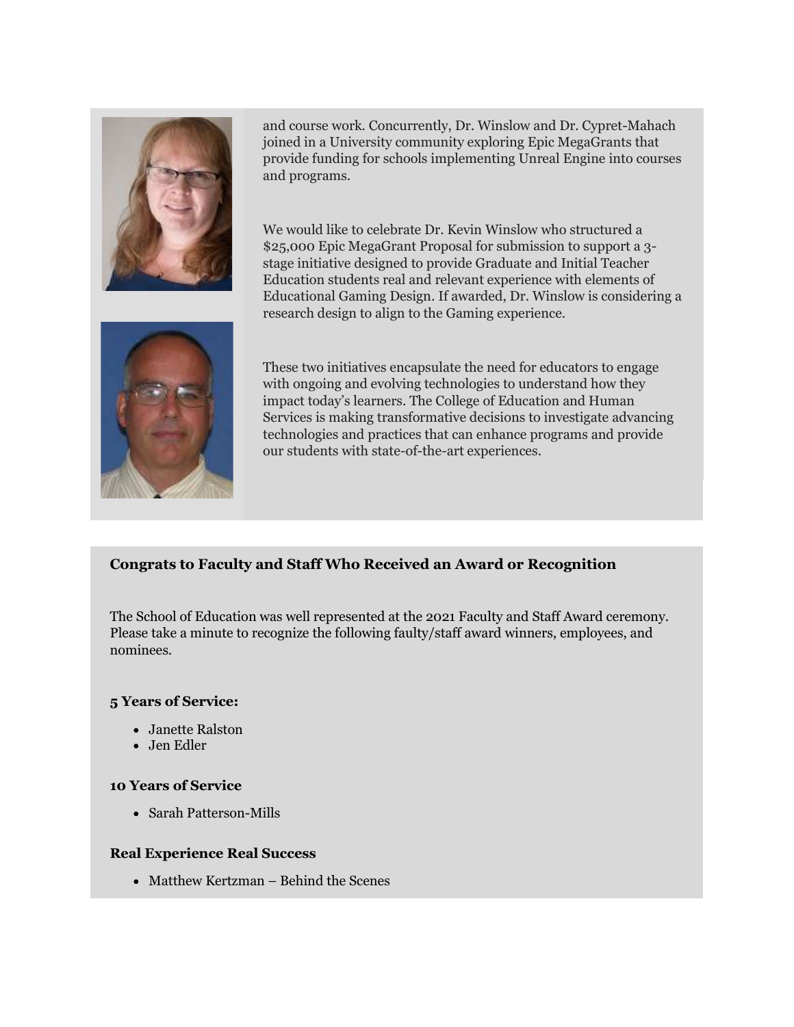and course work. Concurrently, Dr. Winslow and Dr. Cypret-Mahach joined in a University community exploring Epic MegaGrants that provide funding for schools implementing Unreal Engine into courses and programs.

We would like to celebrate Dr. Kevin Winslow who structured a $25,000 Epic MegaGrant Proposal for submission to support a 3-stage initiative designed to provide Graduate and Initial Teacher Education students real and relevant experience with elements of Educational Gaming Design. If awarded, Dr. Winslow is considering a research design to align to the Gaming experience.

These two initiatives encapsulate the need for educators to engage with ongoing and evolving technologies to understand how they impact today's learners. The College of Education and Human Services is making transformative decisions to investigate advancing technologies and practices that can enhance programs and provide our students with state-of-the-art experiences.

### Congrats to Faculty and Staff Who Received an Award or Recognition

The School of Education was well represented at the 2021 Faculty and Staff Award ceremony. Please take a minute to recognize the following faulty/staff award winners, employees, and nominees.

#### 5 Years of Service:

- Janette Ralston
- Jen Edler

#### 10 Years of Service

- Sarah Patterson-Mills

#### Real Experience Real Success

- Matthew Kertzman – Behind the Scenes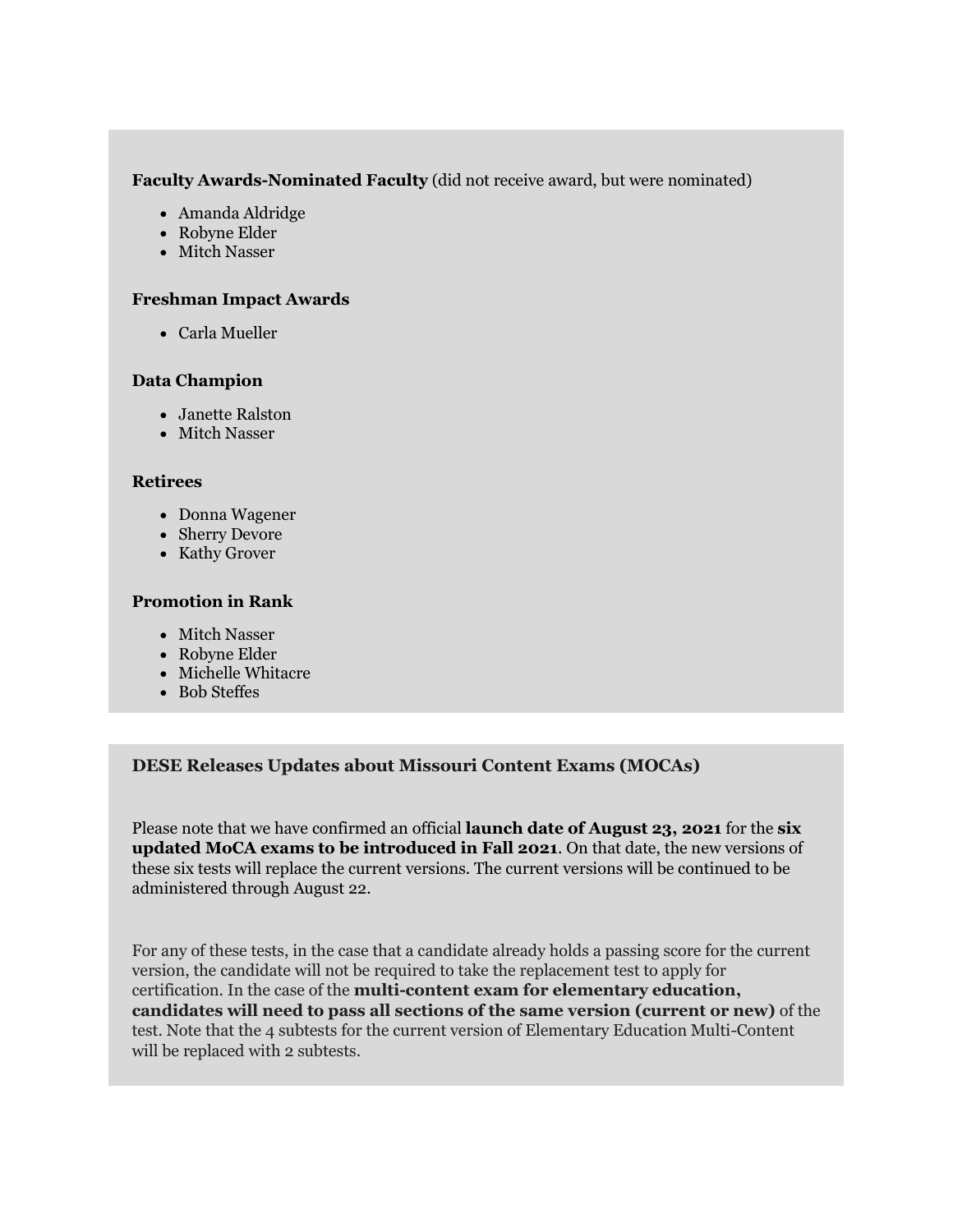**Faculty Awards-Nominated Faculty** (did not receive award, but were nominated)

- Amanda Aldridge
- Robyne Elder
- Mitch Nasser

**Freshman Impact Awards**

- Carla Mueller

**Data Champion**

- Janette Ralston
- Mitch Nasser

**Retirees**

- Donna Wagener
- Sherry Devore
- Kathy Grover

**Promotion in Rank**

- Mitch Nasser
- Robyne Elder
- Michelle Whitacre
- Bob Steffes

**DESE Releases Updates about Missouri Content Exams (MOCAs)**

Please note that we have confirmed an official **launch date of August 23, 2021** for the **six updated MoCA exams to be introduced in Fall 2021**. On that date, the new versions of these six tests will replace the current versions. The current versions will be continued to be administered through August 22.

For any of these tests, in the case that a candidate already holds a passing score for the current version, the candidate will not be required to take the replacement test to apply for certification. In the case of the **multi-content exam for elementary education, candidates will need to pass all sections of the same version (current or new)** of the test. Note that the 4 subtests for the current version of Elementary Education Multi-Content will be replaced with 2 subtests.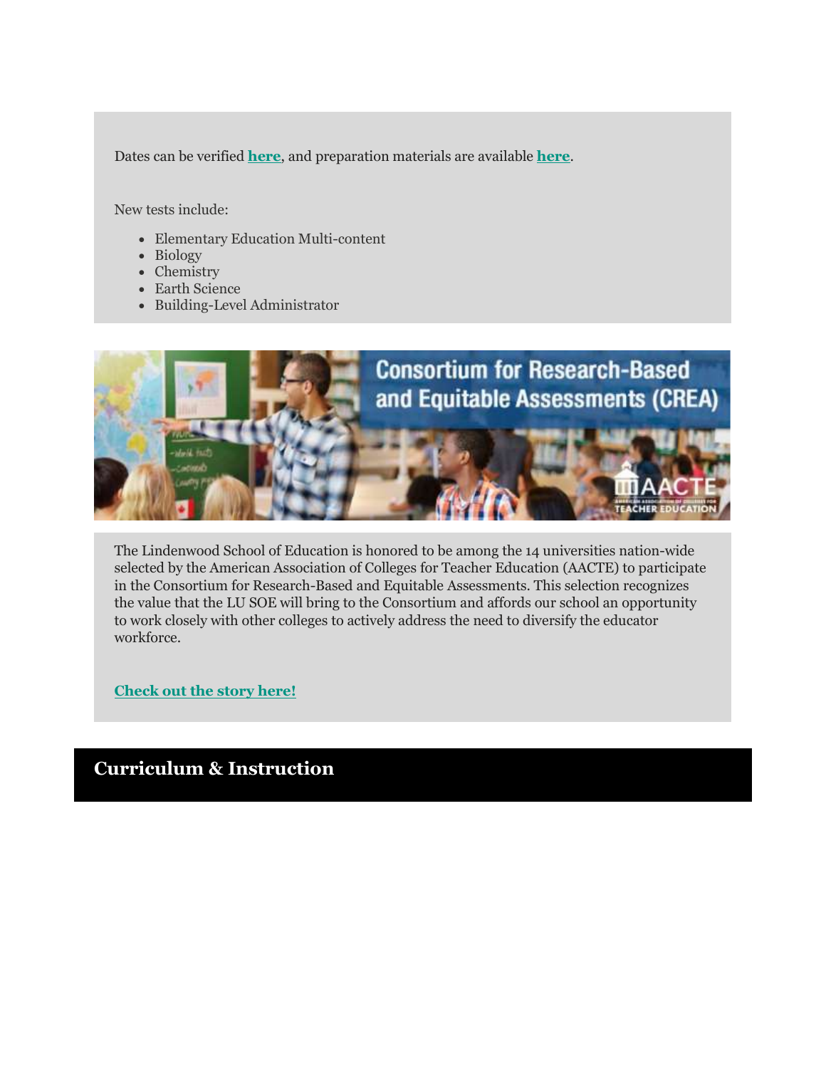Dates can be verified **here**, and preparation materials are available **here**.

New tests include:

- Elementary Education Multi-content
- Biology
- Chemistry
- Earth Science
- Building-Level Administrator

The Lindenwood School of Education is honored to be among the 14 universities nation-wide selected by the American Association of Colleges for Teacher Education (AACTE) to participate in the Consortium for Research-Based and Equitable Assessments. This selection recognizes the value that the LU SOE will bring to the Consortium and affords our school an opportunity to work closely with other colleges to actively address the need to diversify the educator workforce.

**Check out the story here!**

## Curriculum & Instruction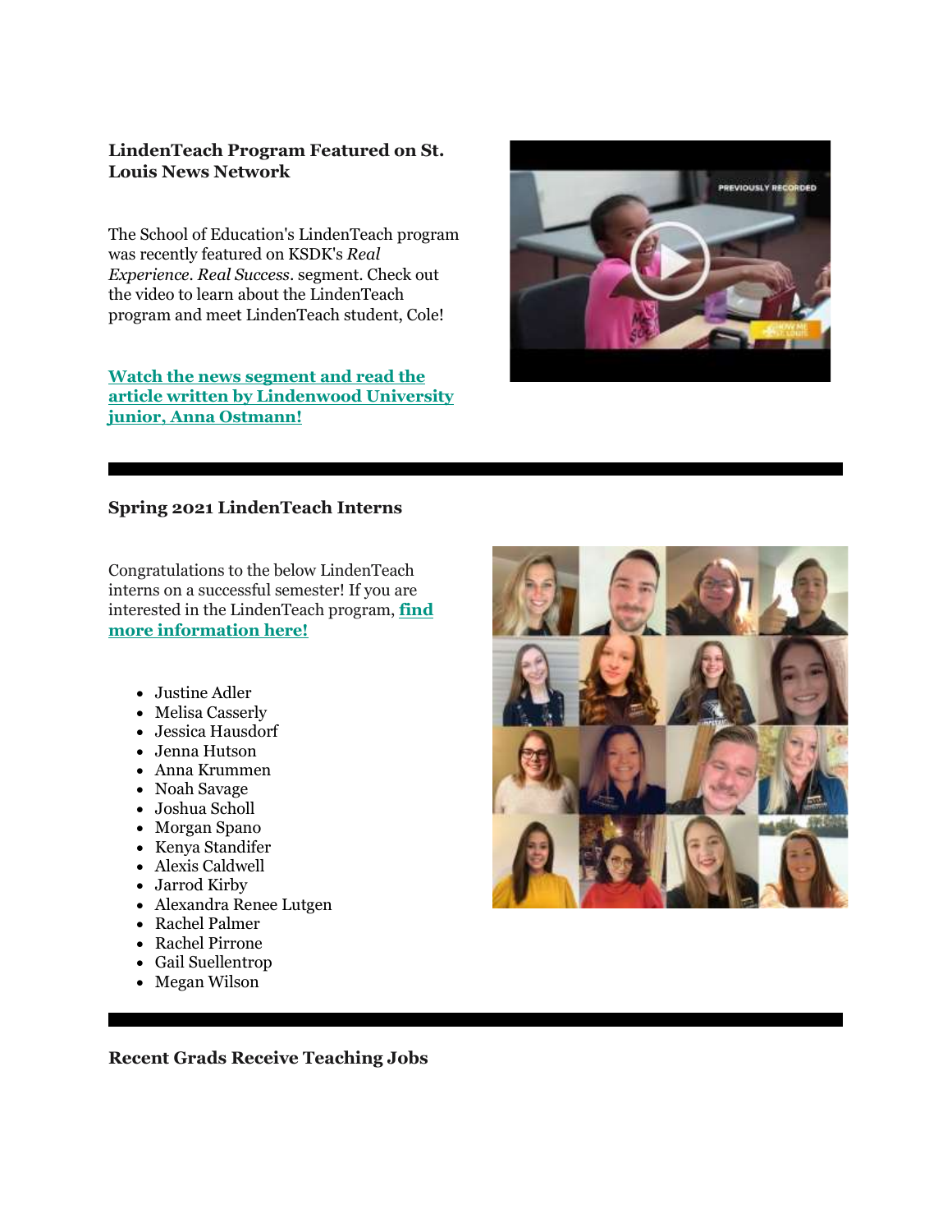### LindenTeach Program Featured on St. Louis News Network

The School of Education's LindenTeach program was recently featured on KSDK's *Real Experience. Real Success.* segment. Check out the video to learn about the LindenTeach program and meet LindenTeach student, Cole!

**Watch the news segment and read the article written by Lindenwood University junior, Anna Ostmann!**

### Spring 2021 LindenTeach Interns

Congratulations to the below LindenTeach interns on a successful semester! If you are interested in the LindenTeach program, **find more information here!**

- Justine Adler
- Melisa Casserly
- Jessica Hausdorf
- Jenna Hutson
- Anna Krummen
- Noah Savage
- Joshua Scholl
- Morgan Spano
- Kenya Standifer
- Alexis Caldwell
- Jarrod Kirby
- Alexandra Renee Lutgen
- Rachel Palmer
- Rachel Pirrone
- Gail Suellentrop
- Megan Wilson

### Recent Grads Receive Teaching Jobs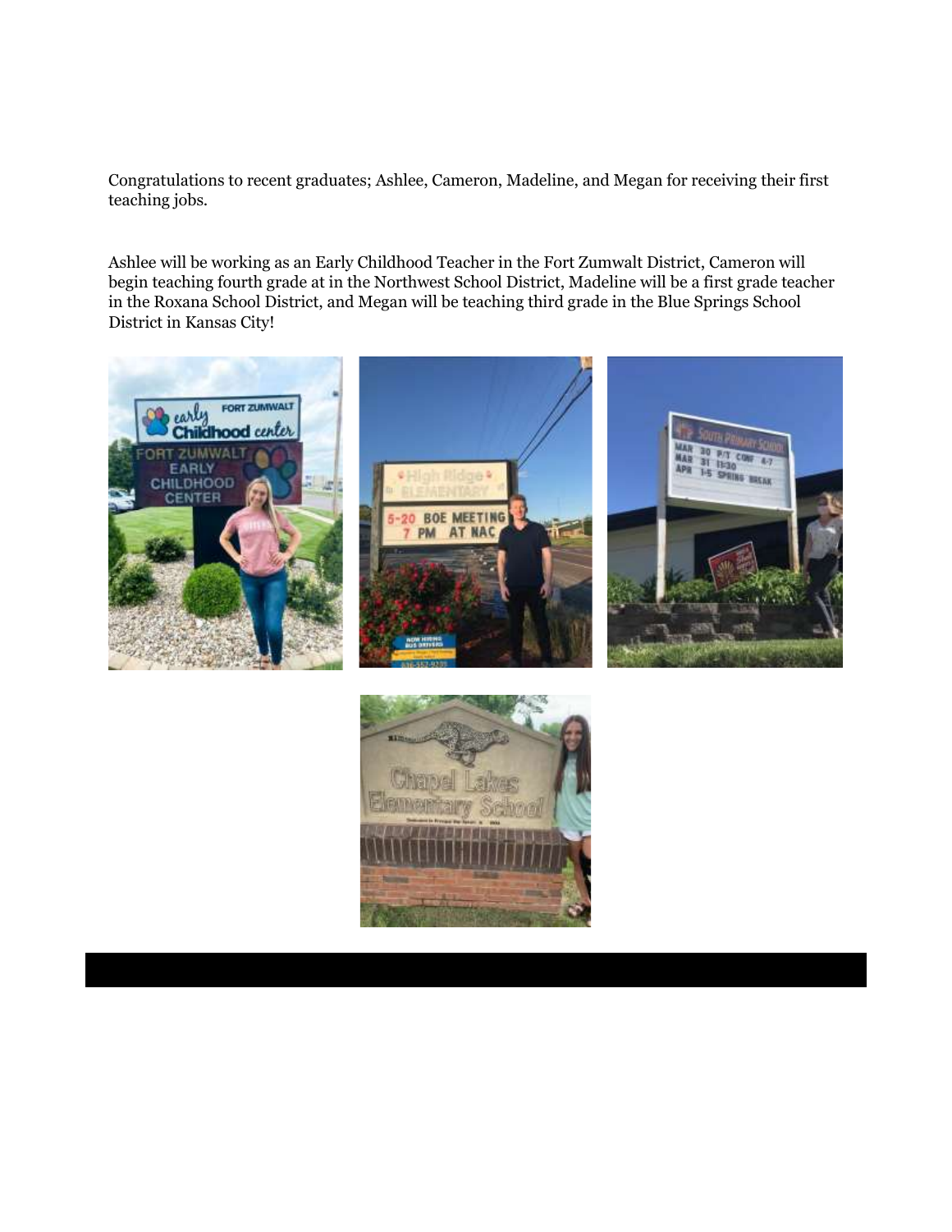Congratulations to recent graduates; Ashlee, Cameron, Madeline, and Megan for receiving their first teaching jobs.

Ashlee will be working as an Early Childhood Teacher in the Fort Zumwalt District, Cameron will begin teaching fourth grade at in the Northwest School District, Madeline will be a first grade teacher in the Roxana School District, and Megan will be teaching third grade in the Blue Springs School District in Kansas City!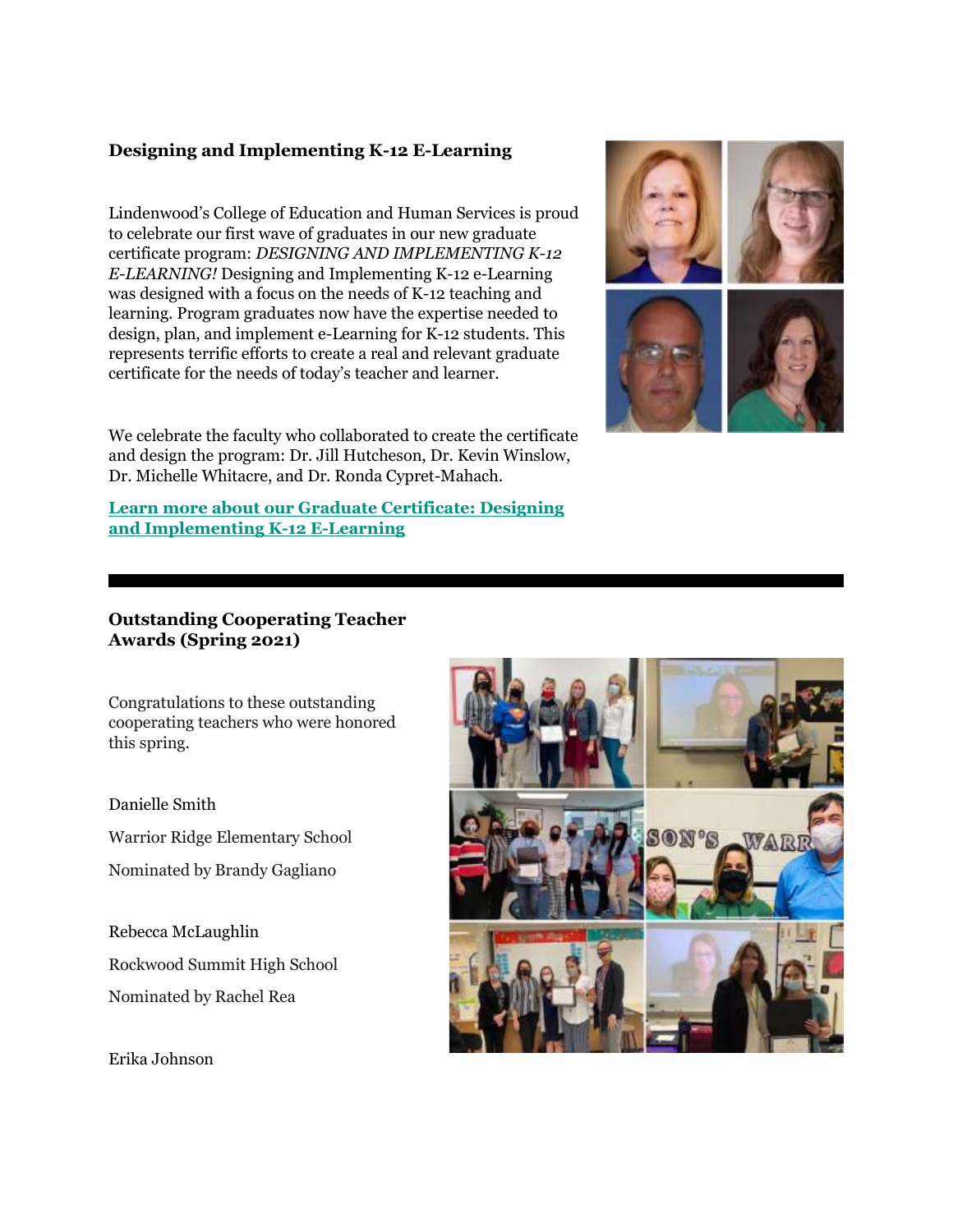### Designing and Implementing K-12 E-Learning

Lindenwood's College of Education and Human Services is proud to celebrate our first wave of graduates in our new graduate certificate program: *DESIGNING AND IMPLEMENTING K-12 E-LEARNING!* Designing and Implementing K-12 e-Learning was designed with a focus on the needs of K-12 teaching and learning. Program graduates now have the expertise needed to design, plan, and implement e-Learning for K-12 students. This represents terrific efforts to create a real and relevant graduate certificate for the needs of today's teacher and learner.

We celebrate the faculty who collaborated to create the certificate and design the program: Dr. Jill Hutcheson, Dr. Kevin Winslow, Dr. Michelle Whitacre, and Dr. Ronda Cypret-Mahach.

[**Learn more about our Graduate Certificate: Designing and Implementing K-12 E-Learning**]

---

### Outstanding Cooperating Teacher Awards (Spring 2021)

Congratulations to these outstanding cooperating teachers who were honored this spring.

Danielle Smith

Warrior Ridge Elementary School

Nominated by Brandy Gagliano

Rebecca McLaughlin

Rockwood Summit High School

Nominated by Rachel Rea

Erika Johnson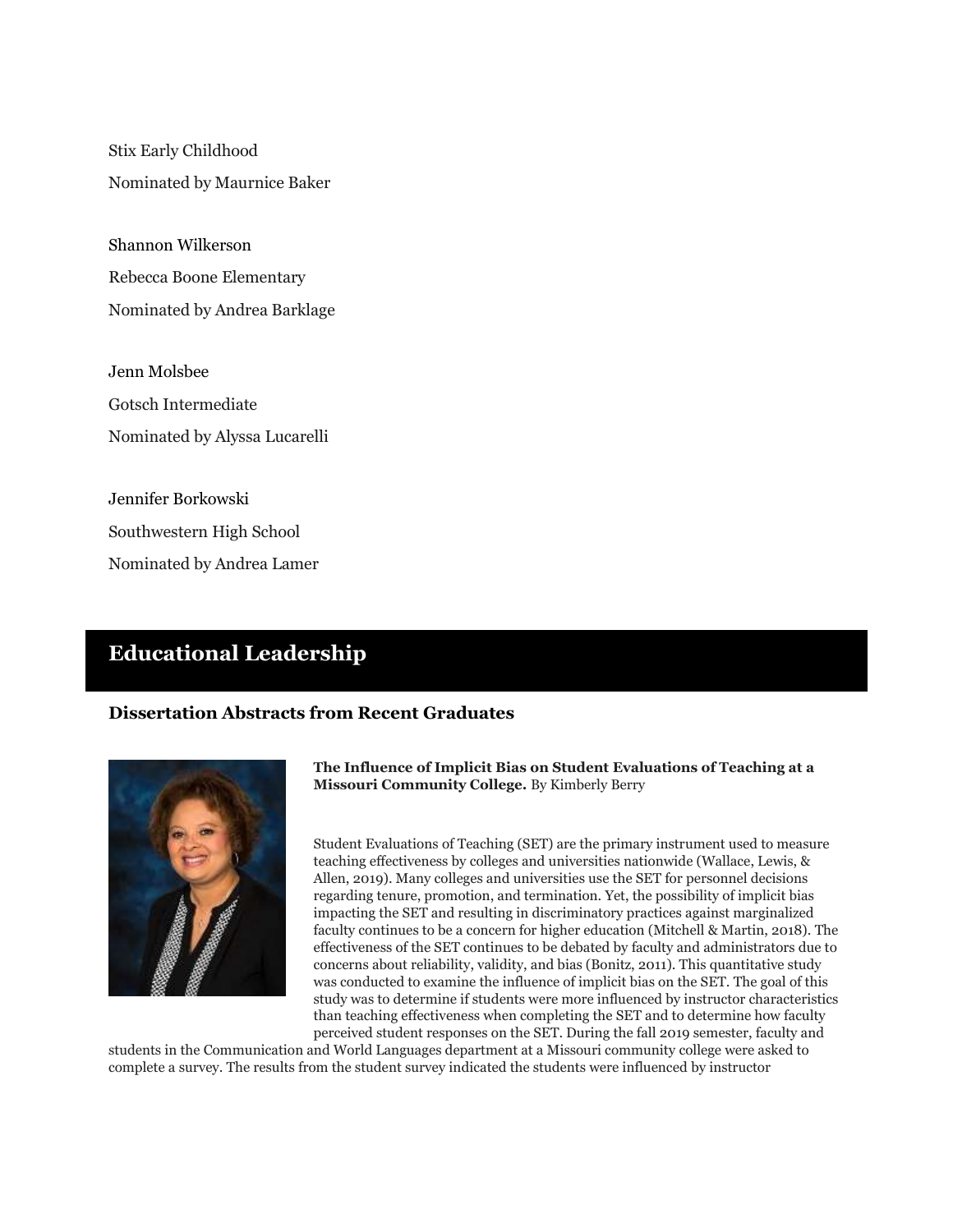Stix Early Childhood

Nominated by Maurnice Baker

Shannon Wilkerson

Rebecca Boone Elementary

Nominated by Andrea Barklage

Jenn Molsbee

Gotsch Intermediate

Nominated by Alyssa Lucarelli

Jennifer Borkowski

Southwestern High School

Nominated by Andrea Lamer

## Educational Leadership

### Dissertation Abstracts from Recent Graduates

**The Influence of Implicit Bias on Student Evaluations of Teaching at a Missouri Community College.** By Kimberly Berry

Student Evaluations of Teaching (SET) are the primary instrument used to measure teaching effectiveness by colleges and universities nationwide (Wallace, Lewis, & Allen, 2019). Many colleges and universities use the SET for personnel decisions regarding tenure, promotion, and termination. Yet, the possibility of implicit bias impacting the SET and resulting in discriminatory practices against marginalized faculty continues to be a concern for higher education (Mitchell & Martin, 2018). The effectiveness of the SET continues to be debated by faculty and administrators due to concerns about reliability, validity, and bias (Bonitz, 2011). This quantitative study was conducted to examine the influence of implicit bias on the SET. The goal of this study was to determine if students were more influenced by instructor characteristics than teaching effectiveness when completing the SET and to determine how faculty perceived student responses on the SET. During the fall 2019 semester, faculty and students in the Communication and World Languages department at a Missouri community college were asked to complete a survey. The results from the student survey indicated the students were influenced by instructor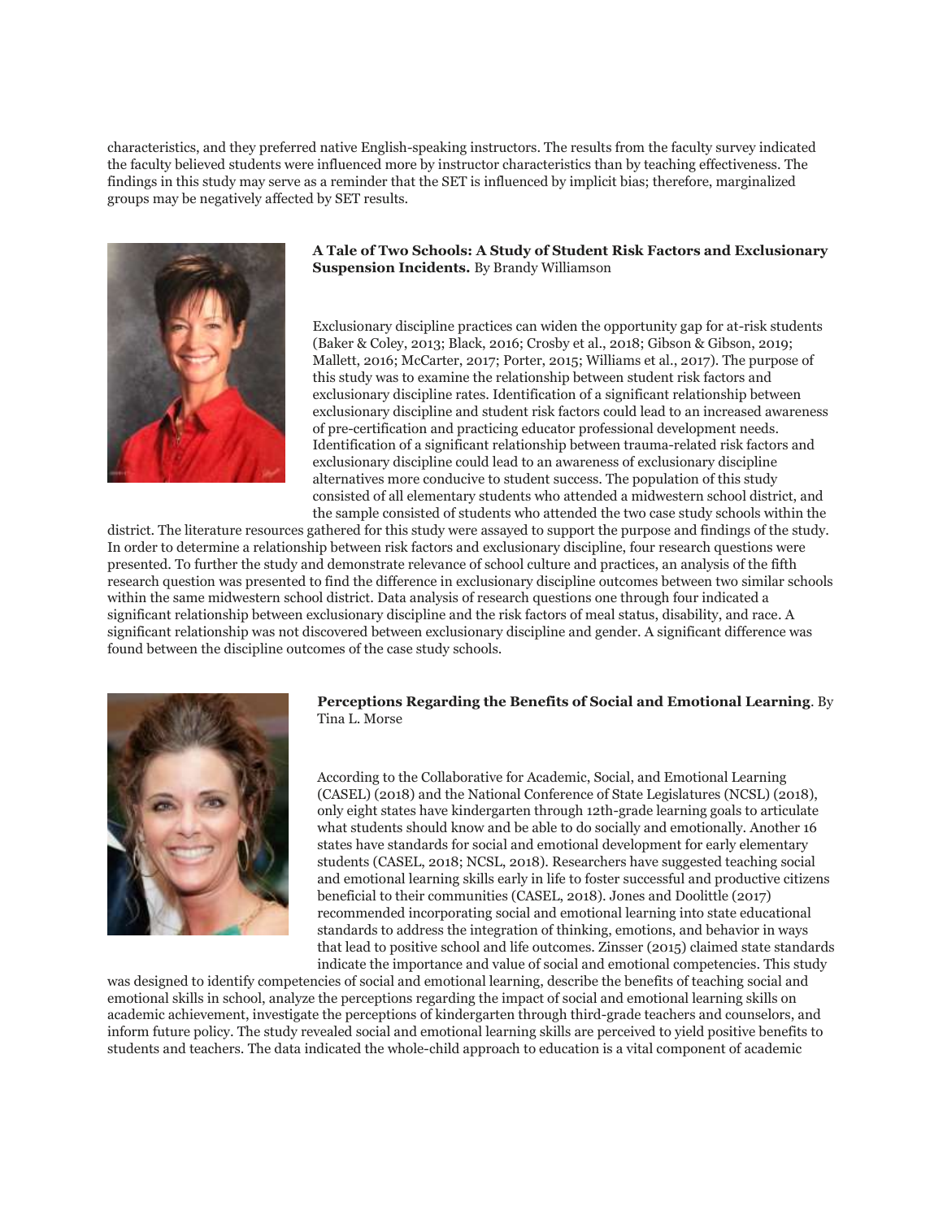characteristics, and they preferred native English-speaking instructors. The results from the faculty survey indicated the faculty believed students were influenced more by instructor characteristics than by teaching effectiveness. The findings in this study may serve as a reminder that the SET is influenced by implicit bias; therefore, marginalized groups may be negatively affected by SET results.

**A Tale of Two Schools: A Study of Student Risk Factors and Exclusionary Suspension Incidents.** By Brandy Williamson

Exclusionary discipline practices can widen the opportunity gap for at-risk students (Baker & Coley, 2013; Black, 2016; Crosby et al., 2018; Gibson & Gibson, 2019; Mallett, 2016; McCarter, 2017; Porter, 2015; Williams et al., 2017). The purpose of this study was to examine the relationship between student risk factors and exclusionary discipline rates. Identification of a significant relationship between exclusionary discipline and student risk factors could lead to an increased awareness of pre-certification and practicing educator professional development needs. Identification of a significant relationship between trauma-related risk factors and exclusionary discipline could lead to an awareness of exclusionary discipline alternatives more conducive to student success. The population of this study consisted of all elementary students who attended a midwestern school district, and the sample consisted of students who attended the two case study schools within the district. The literature resources gathered for this study were assayed to support the purpose and findings of the study. In order to determine a relationship between risk factors and exclusionary discipline, four research questions were presented. To further the study and demonstrate relevance of school culture and practices, an analysis of the fifth research question was presented to find the difference in exclusionary discipline outcomes between two similar schools within the same midwestern school district. Data analysis of research questions one through four indicated a significant relationship between exclusionary discipline and the risk factors of meal status, disability, and race. A significant relationship was not discovered between exclusionary discipline and gender. A significant difference was found between the discipline outcomes of the case study schools.

**Perceptions Regarding the Benefits of Social and Emotional Learning**. By Tina L. Morse

According to the Collaborative for Academic, Social, and Emotional Learning (CASEL) (2018) and the National Conference of State Legislatures (NCSL) (2018), only eight states have kindergarten through 12th-grade learning goals to articulate what students should know and be able to do socially and emotionally. Another 16 states have standards for social and emotional development for early elementary students (CASEL, 2018; NCSL, 2018). Researchers have suggested teaching social and emotional learning skills early in life to foster successful and productive citizens beneficial to their communities (CASEL, 2018). Jones and Doolittle (2017) recommended incorporating social and emotional learning into state educational standards to address the integration of thinking, emotions, and behavior in ways that lead to positive school and life outcomes. Zinsser (2015) claimed state standards indicate the importance and value of social and emotional competencies. This study was designed to identify competencies of social and emotional learning, describe the benefits of teaching social and emotional skills in school, analyze the perceptions regarding the impact of social and emotional learning skills on academic achievement, investigate the perceptions of kindergarten through third-grade teachers and counselors, and inform future policy. The study revealed social and emotional learning skills are perceived to yield positive benefits to students and teachers. The data indicated the whole-child approach to education is a vital component of academic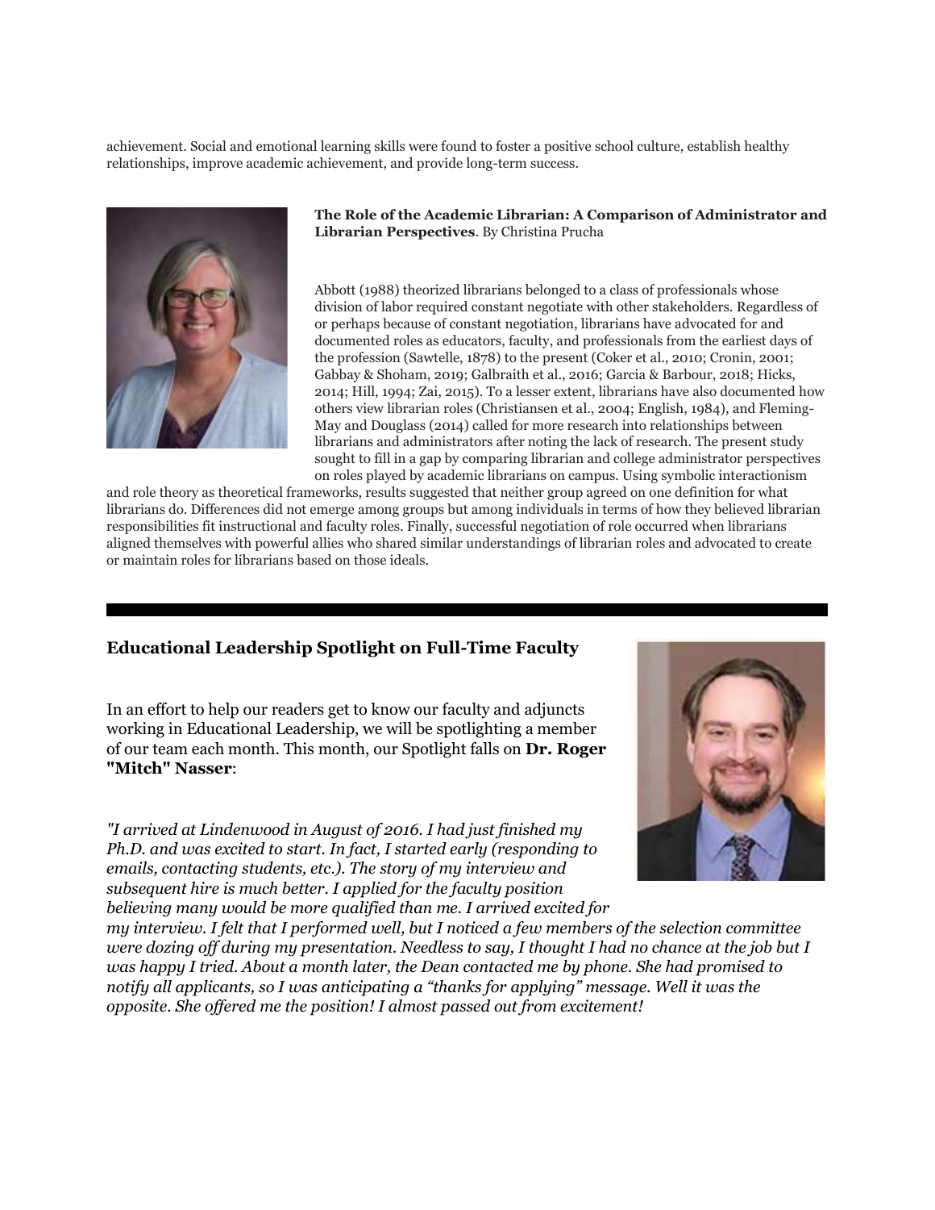achievement. Social and emotional learning skills were found to foster a positive school culture, establish healthy relationships, improve academic achievement, and provide long-term success.

**The Role of the Academic Librarian: A Comparison of Administrator and Librarian Perspectives**. By Christina Prucha

Abbott (1988) theorized librarians belonged to a class of professionals whose division of labor required constant negotiate with other stakeholders. Regardless of or perhaps because of constant negotiation, librarians have advocated for and documented roles as educators, faculty, and professionals from the earliest days of the profession (Sawtelle, 1878) to the present (Coker et al., 2010; Cronin, 2001; Gabbay & Shoham, 2019; Galbraith et al., 2016; Garcia & Barbour, 2018; Hicks, 2014; Hill, 1994; Zai, 2015). To a lesser extent, librarians have also documented how others view librarian roles (Christiansen et al., 2004; English, 1984), and Fleming-May and Douglass (2014) called for more research into relationships between librarians and administrators after noting the lack of research. The present study sought to fill in a gap by comparing librarian and college administrator perspectives on roles played by academic librarians on campus. Using symbolic interactionism and role theory as theoretical frameworks, results suggested that neither group agreed on one definition for what librarians do. Differences did not emerge among groups but among individuals in terms of how they believed librarian responsibilities fit instructional and faculty roles. Finally, successful negotiation of role occurred when librarians aligned themselves with powerful allies who shared similar understandings of librarian roles and advocated to create or maintain roles for librarians based on those ideals.

---

### Educational Leadership Spotlight on Full-Time Faculty

In an effort to help our readers get to know our faculty and adjuncts working in Educational Leadership, we will be spotlighting a member of our team each month. This month, our Spotlight falls on **Dr. Roger "Mitch" Nasser**:

*"I arrived at Lindenwood in August of 2016. I had just finished my Ph.D. and was excited to start. In fact, I started early (responding to emails, contacting students, etc.). The story of my interview and subsequent hire is much better. I applied for the faculty position believing many would be more qualified than me. I arrived excited for my interview. I felt that I performed well, but I noticed a few members of the selection committee were dozing off during my presentation. Needless to say, I thought I had no chance at the job but I was happy I tried. About a month later, the Dean contacted me by phone. She had promised to notify all applicants, so I was anticipating a "thanks for applying" message. Well it was the opposite. She offered me the position! I almost passed out from excitement!*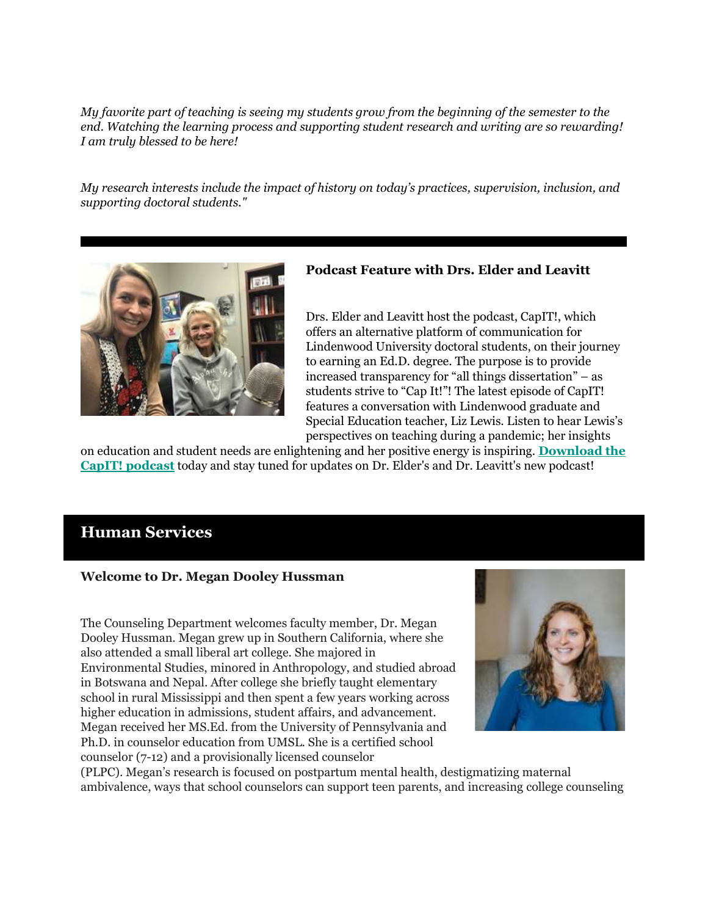*My favorite part of teaching is seeing my students grow from the beginning of the semester to the end. Watching the learning process and supporting student research and writing are so rewarding! I am truly blessed to be here!*

*My research interests include the impact of history on today's practices, supervision, inclusion, and supporting doctoral students."*

**Podcast Feature with Drs. Elder and Leavitt**

Drs. Elder and Leavitt host the podcast, CapIT!, which offers an alternative platform of communication for Lindenwood University doctoral students, on their journey to earning an Ed.D. degree. The purpose is to provide increased transparency for "all things dissertation" – as students strive to "Cap It!"! The latest episode of CapIT! features a conversation with Lindenwood graduate and Special Education teacher, Liz Lewis. Listen to hear Lewis's perspectives on teaching during a pandemic; her insights on education and student needs are enlightening and her positive energy is inspiring. **Download the CapIT! podcast** today and stay tuned for updates on Dr. Elder's and Dr. Leavitt's new podcast!

## Human Services

**Welcome to Dr. Megan Dooley Hussman**

The Counseling Department welcomes faculty member, Dr. Megan Dooley Hussman. Megan grew up in Southern California, where she also attended a small liberal art college. She majored in Environmental Studies, minored in Anthropology, and studied abroad in Botswana and Nepal. After college she briefly taught elementary school in rural Mississippi and then spent a few years working across higher education in admissions, student affairs, and advancement. Megan received her MS.Ed. from the University of Pennsylvania and Ph.D. in counselor education from UMSL. She is a certified school counselor (7-12) and a provisionally licensed counselor (PLPC). Megan's research is focused on postpartum mental health, destigmatizing maternal ambivalence, ways that school counselors can support teen parents, and increasing college counseling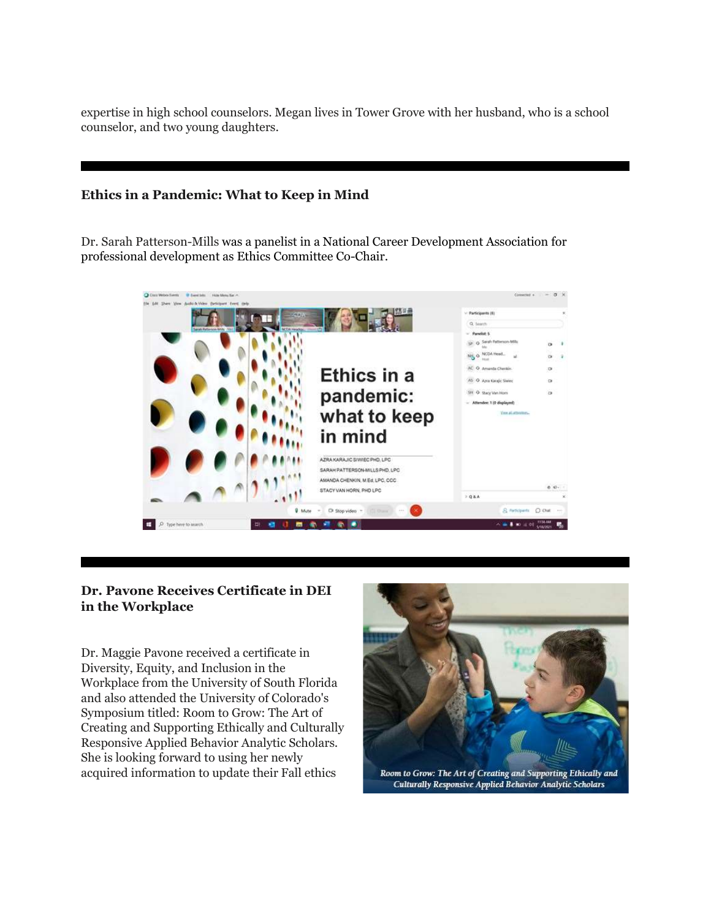expertise in high school counselors. Megan lives in Tower Grove with her husband, who is a school counselor, and two young daughters.

---

### Ethics in a Pandemic: What to Keep in Mind

Dr. Sarah Patterson-Mills was a panelist in a National Career Development Association for professional development as Ethics Committee Co-Chair.

---

### Dr. Pavone Receives Certificate in DEI in the Workplace

Dr. Maggie Pavone received a certificate in Diversity, Equity, and Inclusion in the Workplace from the University of South Florida and also attended the University of Colorado's Symposium titled: Room to Grow: The Art of Creating and Supporting Ethically and Culturally Responsive Applied Behavior Analytic Scholars. She is looking forward to using her newly acquired information to update their Fall ethics

*Room to Grow: The Art of Creating and Supporting Ethically and Culturally Responsive Applied Behavior Analytic Scholars*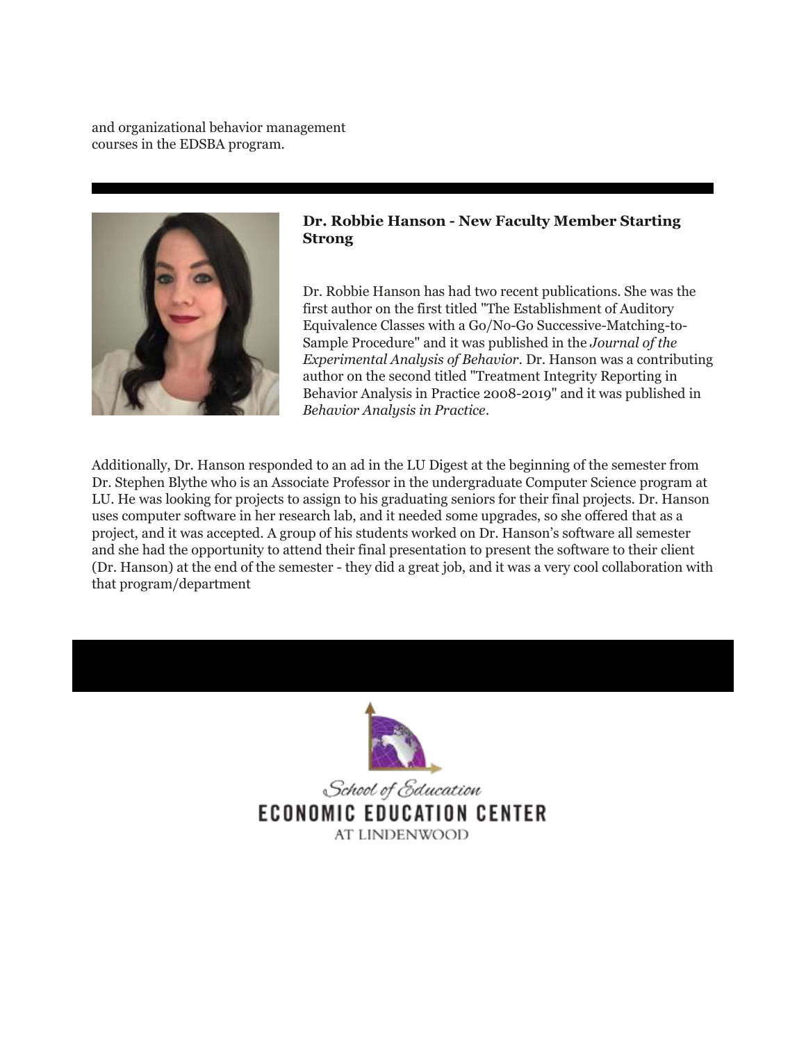and organizational behavior management courses in the EDSBA program.

---

**Dr. Robbie Hanson - New Faculty Member Starting Strong**

Dr. Robbie Hanson has had two recent publications. She was the first author on the first titled "The Establishment of Auditory Equivalence Classes with a Go/No-Go Successive-Matching-to-Sample Procedure" and it was published in the *Journal of the Experimental Analysis of Behavior*. Dr. Hanson was a contributing author on the second titled "Treatment Integrity Reporting in Behavior Analysis in Practice 2008-2019" and it was published in *Behavior Analysis in Practice*.

Additionally, Dr. Hanson responded to an ad in the LU Digest at the beginning of the semester from Dr. Stephen Blythe who is an Associate Professor in the undergraduate Computer Science program at LU. He was looking for projects to assign to his graduating seniors for their final projects. Dr. Hanson uses computer software in her research lab, and it needed some upgrades, so she offered that as a project, and it was accepted. A group of his students worked on Dr. Hanson's software all semester and she had the opportunity to attend their final presentation to present the software to their client (Dr. Hanson) at the end of the semester - they did a great job, and it was a very cool collaboration with that program/department

School of Education
ECONOMIC EDUCATION CENTER
AT LINDENWOOD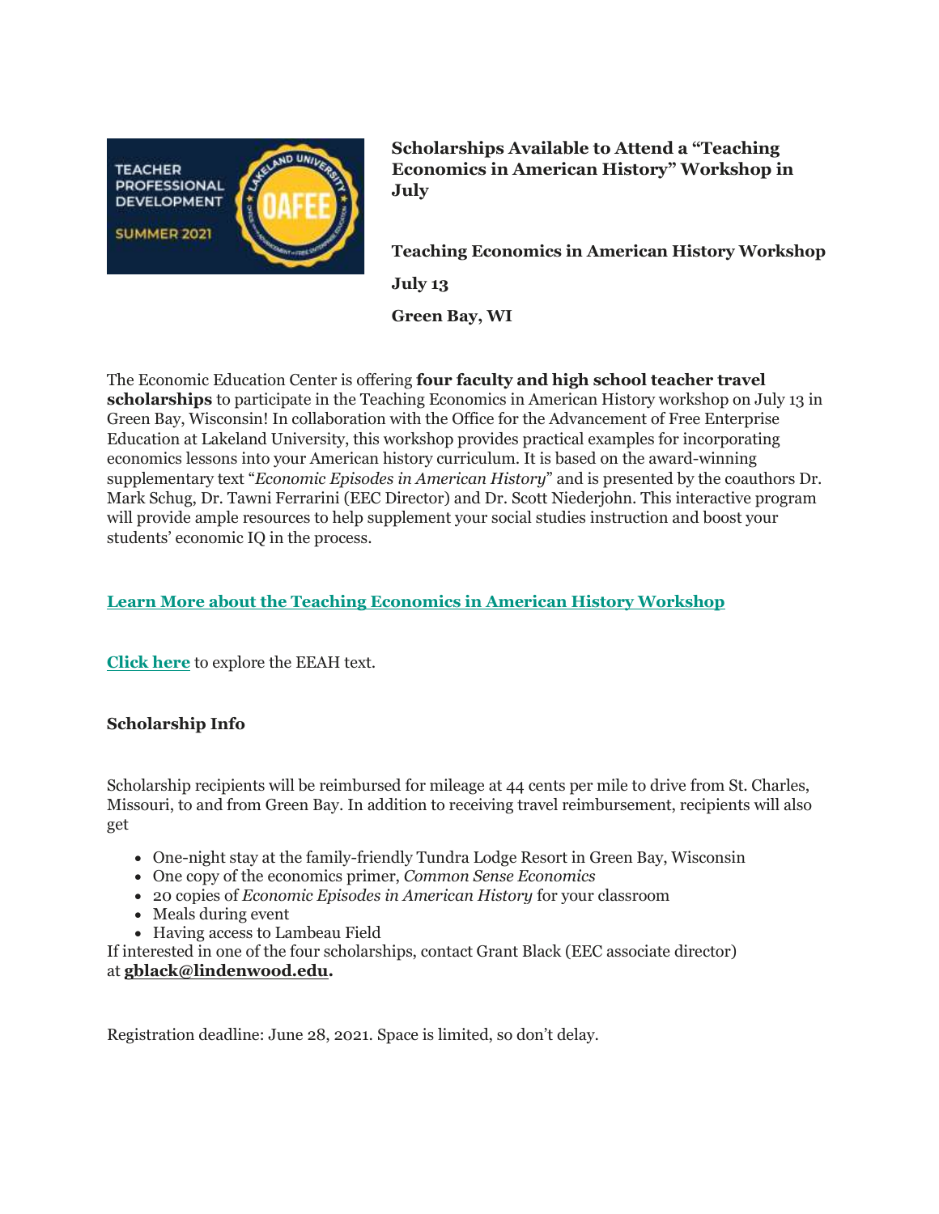**Scholarships Available to Attend a "Teaching Economics in American History" Workshop in July**

**Teaching Economics in American History Workshop**

**July 13**

**Green Bay, WI**

The Economic Education Center is offering **four faculty and high school teacher travel scholarships** to participate in the Teaching Economics in American History workshop on July 13 in Green Bay, Wisconsin! In collaboration with the Office for the Advancement of Free Enterprise Education at Lakeland University, this workshop provides practical examples for incorporating economics lessons into your American history curriculum. It is based on the award-winning supplementary text "*Economic Episodes in American History*" and is presented by the coauthors Dr. Mark Schug, Dr. Tawni Ferrarini (EEC Director) and Dr. Scott Niederjohn. This interactive program will provide ample resources to help supplement your social studies instruction and boost your students' economic IQ in the process.

**Learn More about the Teaching Economics in American History Workshop**

**Click here** to explore the EEAH text.

**Scholarship Info**

Scholarship recipients will be reimbursed for mileage at 44 cents per mile to drive from St. Charles, Missouri, to and from Green Bay. In addition to receiving travel reimbursement, recipients will also get

- One-night stay at the family-friendly Tundra Lodge Resort in Green Bay, Wisconsin
- One copy of the economics primer, *Common Sense Economics*
- 20 copies of *Economic Episodes in American History* for your classroom
- Meals during event
- Having access to Lambeau Field

If interested in one of the four scholarships, contact Grant Black (EEC associate director) at **gblack@lindenwood.edu.**

Registration deadline: June 28, 2021. Space is limited, so don't delay.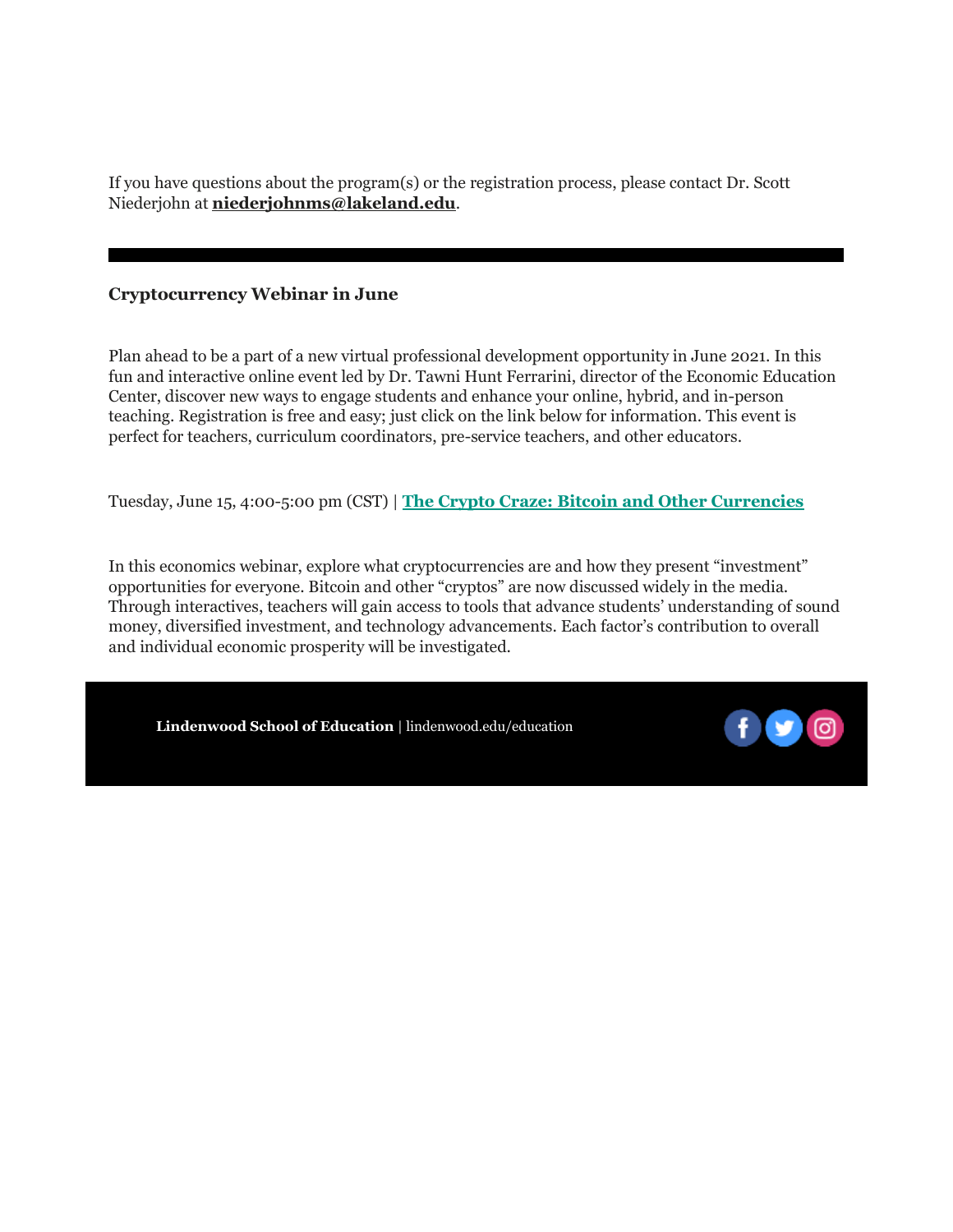If you have questions about the program(s) or the registration process, please contact Dr. Scott Niederjohn at **niederjohnms@lakeland.edu**.

---

### Cryptocurrency Webinar in June

Plan ahead to be a part of a new virtual professional development opportunity in June 2021. In this fun and interactive online event led by Dr. Tawni Hunt Ferrarini, director of the Economic Education Center, discover new ways to engage students and enhance your online, hybrid, and in-person teaching. Registration is free and easy; just click on the link below for information. This event is perfect for teachers, curriculum coordinators, pre-service teachers, and other educators.

Tuesday, June 15, 4:00-5:00 pm (CST) | **The Crypto Craze: Bitcoin and Other Currencies**

In this economics webinar, explore what cryptocurrencies are and how they present “investment” opportunities for everyone. Bitcoin and other “cryptos” are now discussed widely in the media. Through interactives, teachers will gain access to tools that advance students’ understanding of sound money, diversified investment, and technology advancements. Each factor’s contribution to overall and individual economic prosperity will be investigated.

**Lindenwood School of Education** | lindenwood.edu/education